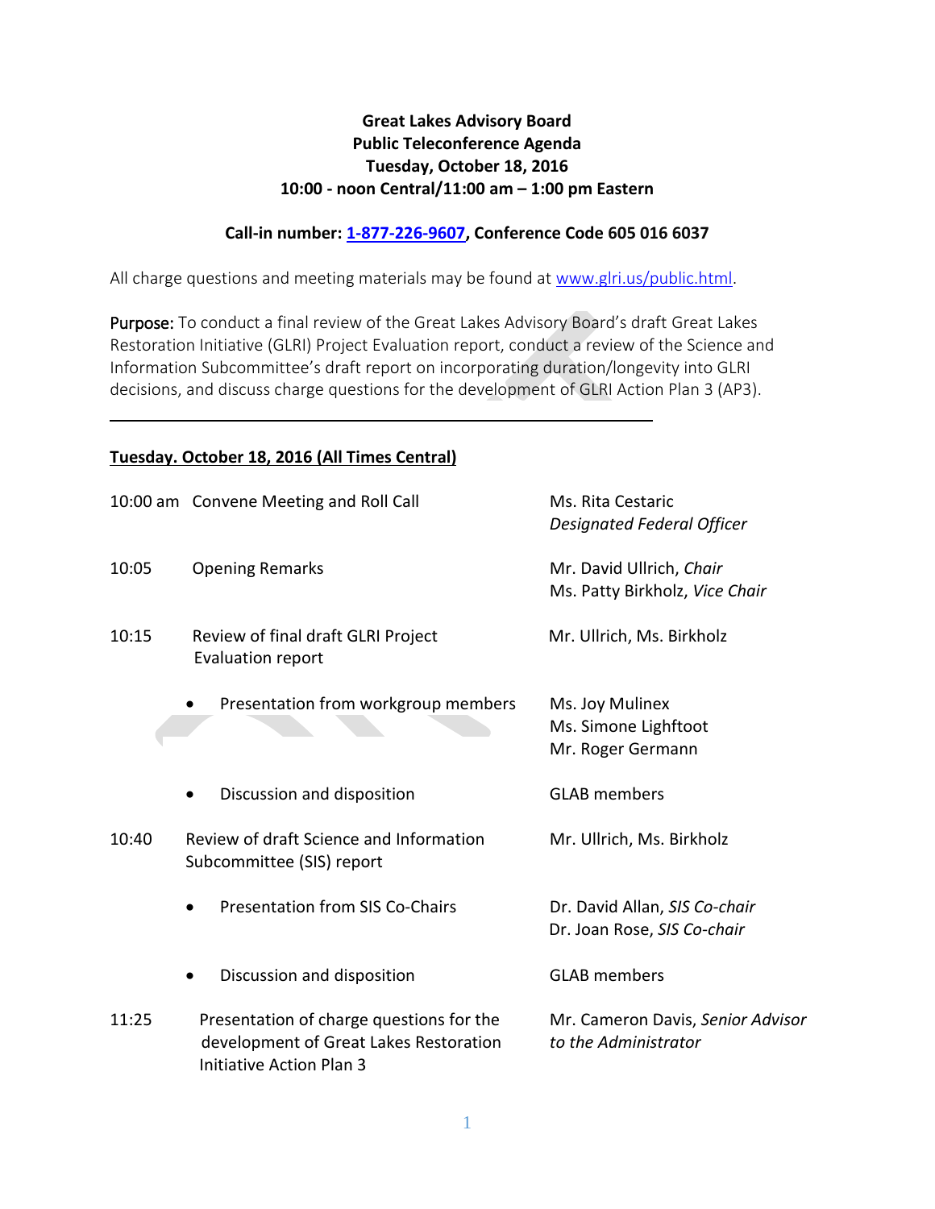**Great Lakes Advisory Board**
**Public Teleconference Agenda**
**Tuesday, October 18, 2016**
**10:00 - noon Central/11:00 am – 1:00 pm Eastern**

**Call-in number: [1-877-226-9607](tel:1-877-226-9607), Conference Code 605 016 6037**

All charge questions and meeting materials may be found at [www.glri.us/public.html](http://www.glri.us/public.html).

Purpose: To conduct a final review of the Great Lakes Advisory Board's draft Great Lakes Restoration Initiative (GLRI) Project Evaluation report, conduct a review of the Science and Information Subcommittee's draft report on incorporating duration/longevity into GLRI decisions, and discuss charge questions for the development of GLRI Action Plan 3 (AP3).

---

**Tuesday. October 18, 2016 (All Times Central)**

| | | |
|---|---|---|
| 10:00 am | Convene Meeting and Roll Call | Ms. Rita Cestaric<br>*Designated Federal Officer* |
| 10:05 | Opening Remarks | Mr. David Ullrich, *Chair*<br>Ms. Patty Birkholz, *Vice Chair* |
| 10:15 | Review of final draft GLRI Project Evaluation report | Mr. Ullrich, Ms. Birkholz |
| | • Presentation from workgroup members | Ms. Joy Mulinex<br>Ms. Simone Lighftoot<br>Mr. Roger Germann |
| | • Discussion and disposition | GLAB members |
| 10:40 | Review of draft Science and Information Subcommittee (SIS) report | Mr. Ullrich, Ms. Birkholz |
| | • Presentation from SIS Co-Chairs | Dr. David Allan, *SIS Co-chair*<br>Dr. Joan Rose, *SIS Co-chair* |
| | • Discussion and disposition | GLAB members |
| 11:25 | Presentation of charge questions for the development of Great Lakes Restoration Initiative Action Plan 3 | Mr. Cameron Davis, *Senior Advisor to the Administrator* |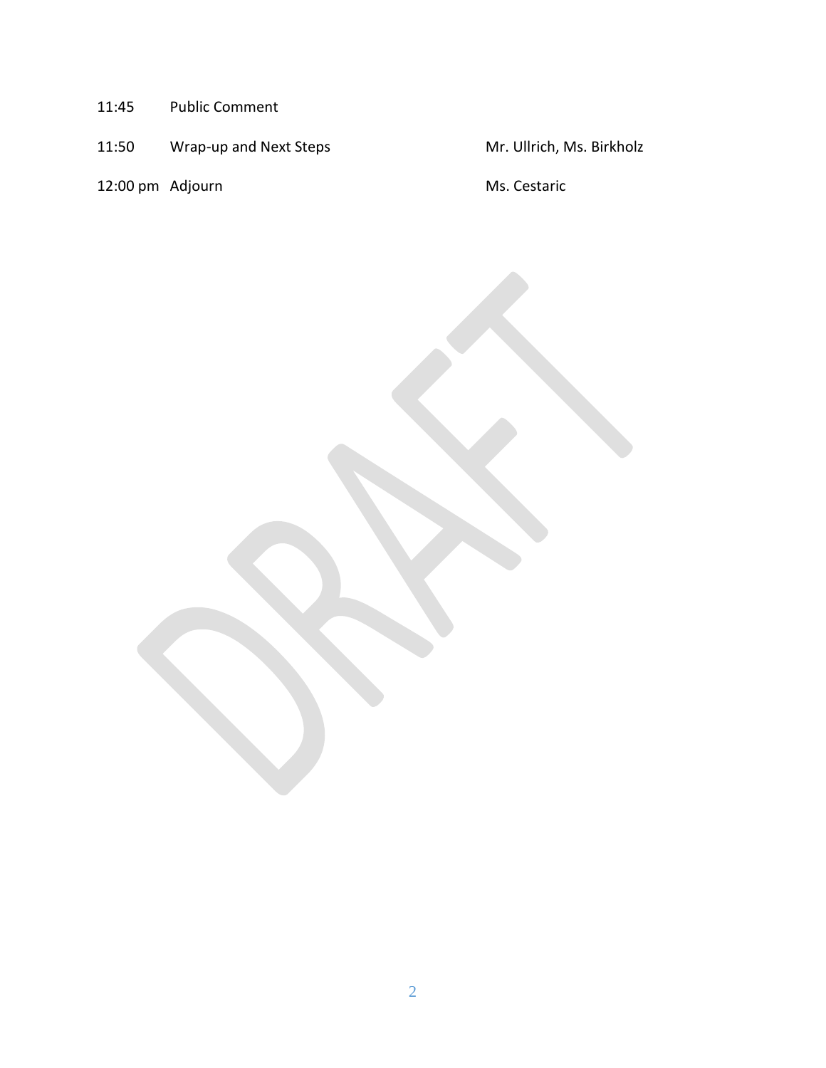| | | |
|---|---|---|
| 11:45 | Public Comment | |
| 11:50 | Wrap-up and Next Steps | Mr. Ullrich, Ms. Birkholz |
| 12:00 pm | Adjourn | Ms. Cestaric |

DRAFT